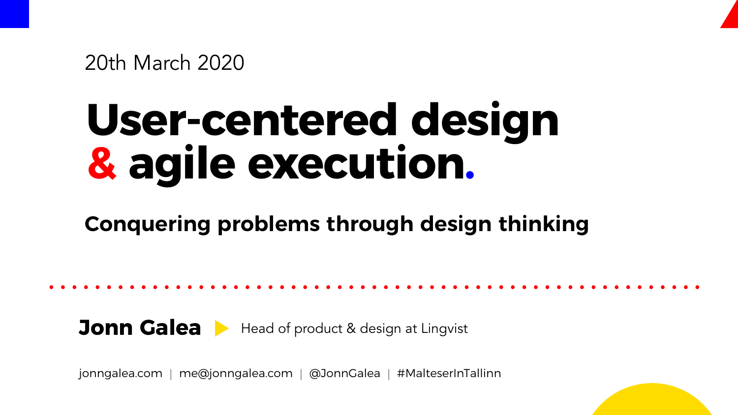20th March 2020

# User-centered design & agile execution.

## Conquering problems through design thinking

**Jonn Galea** ▶ Head of product & design at Lingvist

jonngalea.com | me@jonngalea.com | @JonnGalea | #MalteserInTallinn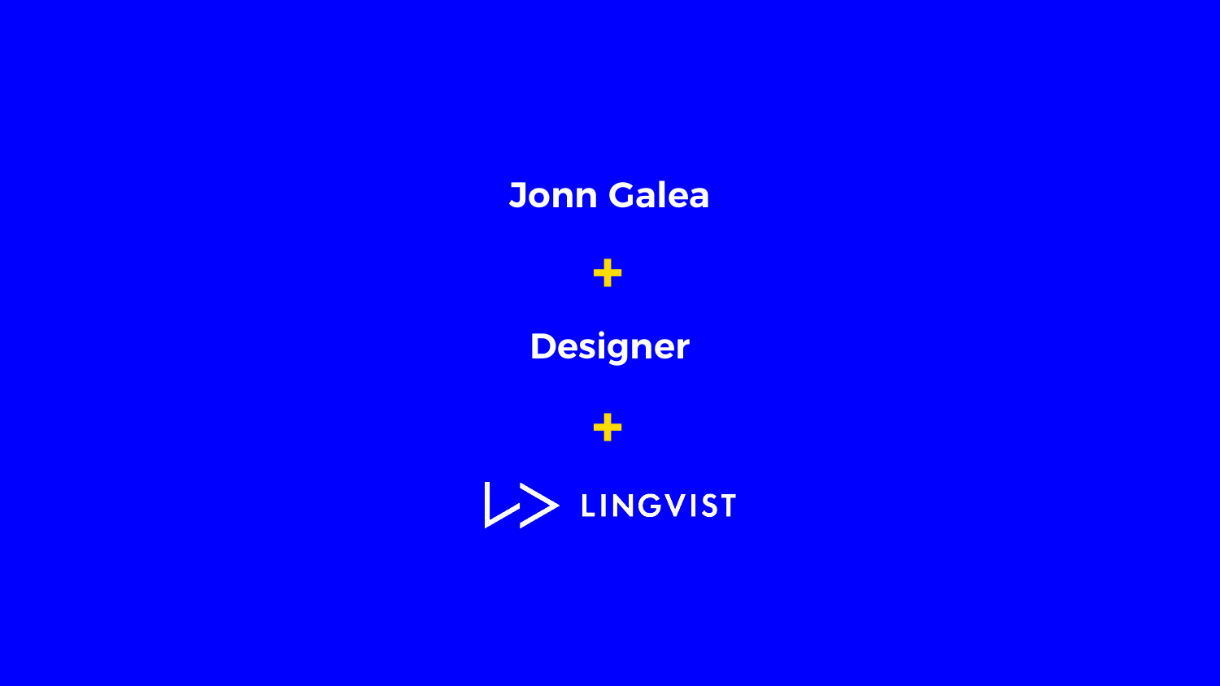**Jonn Galea**

+

**Designer**

+

LINGVIST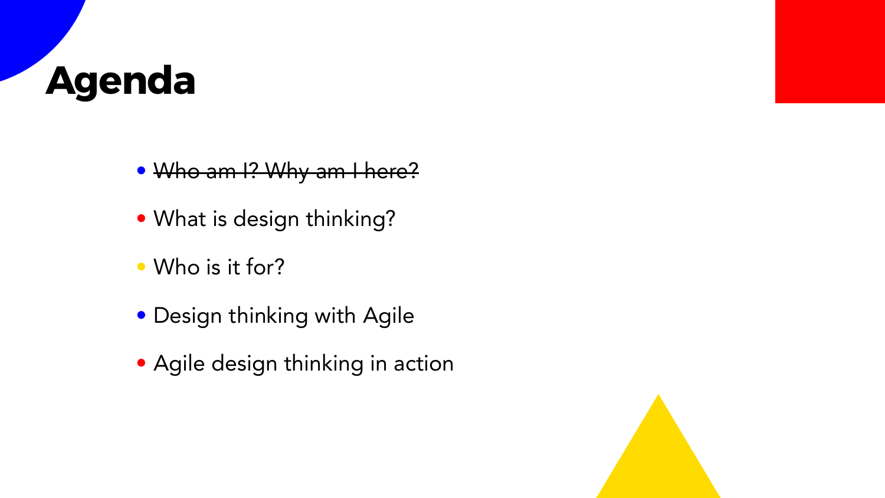# Agenda

- ~~Who am I? Why am I here?~~
- What is design thinking?
- Who is it for?
- Design thinking with Agile
- Agile design thinking in action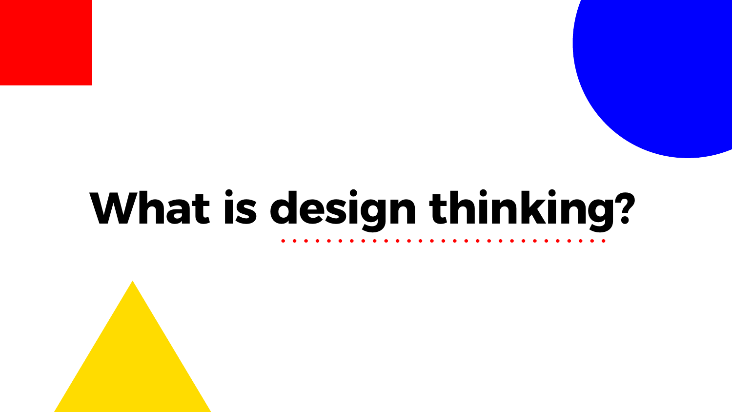# What is design thinking?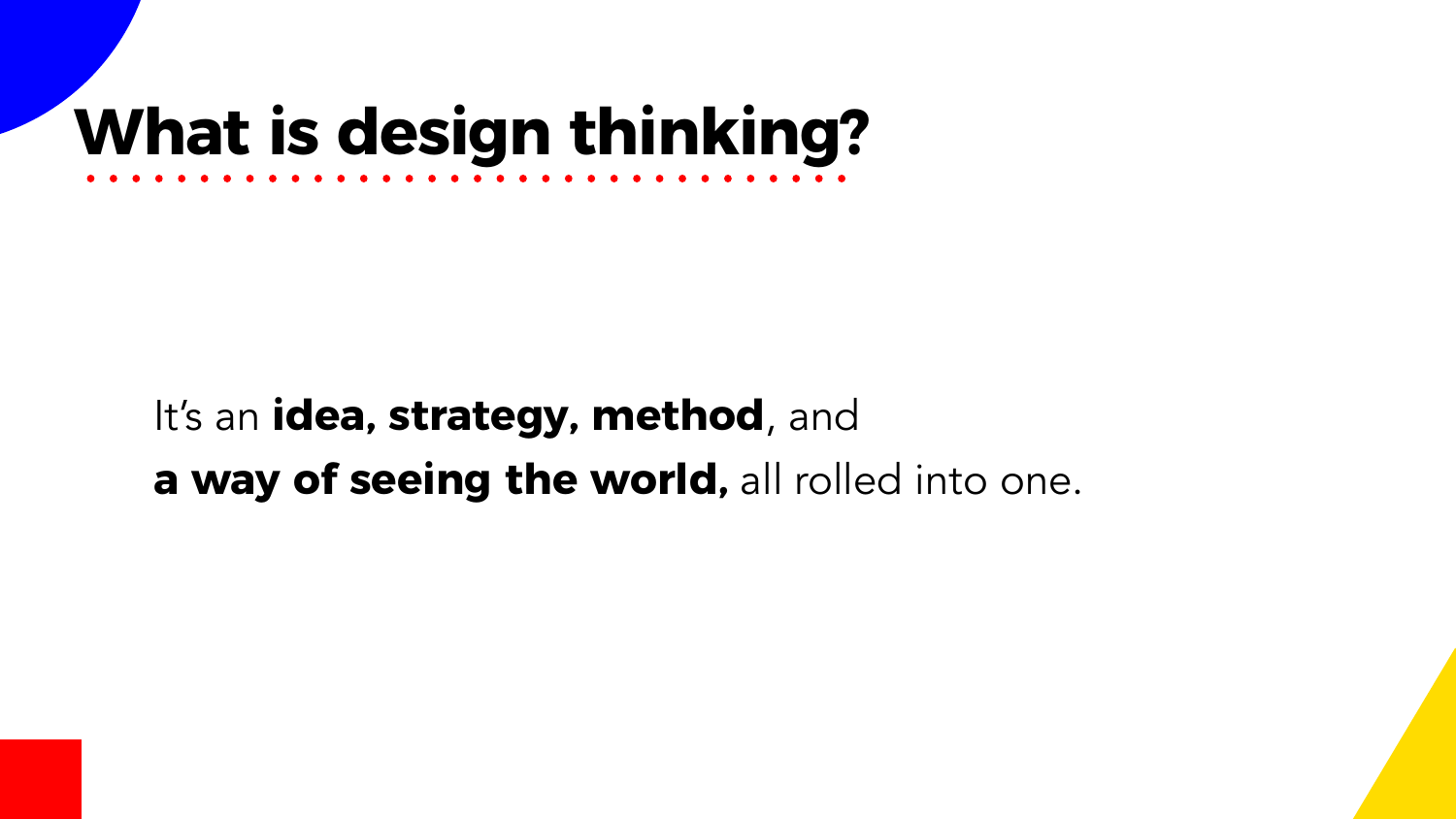# What is design thinking?

It’s an **idea, strategy, method**, and
**a way of seeing the world,** all rolled into one.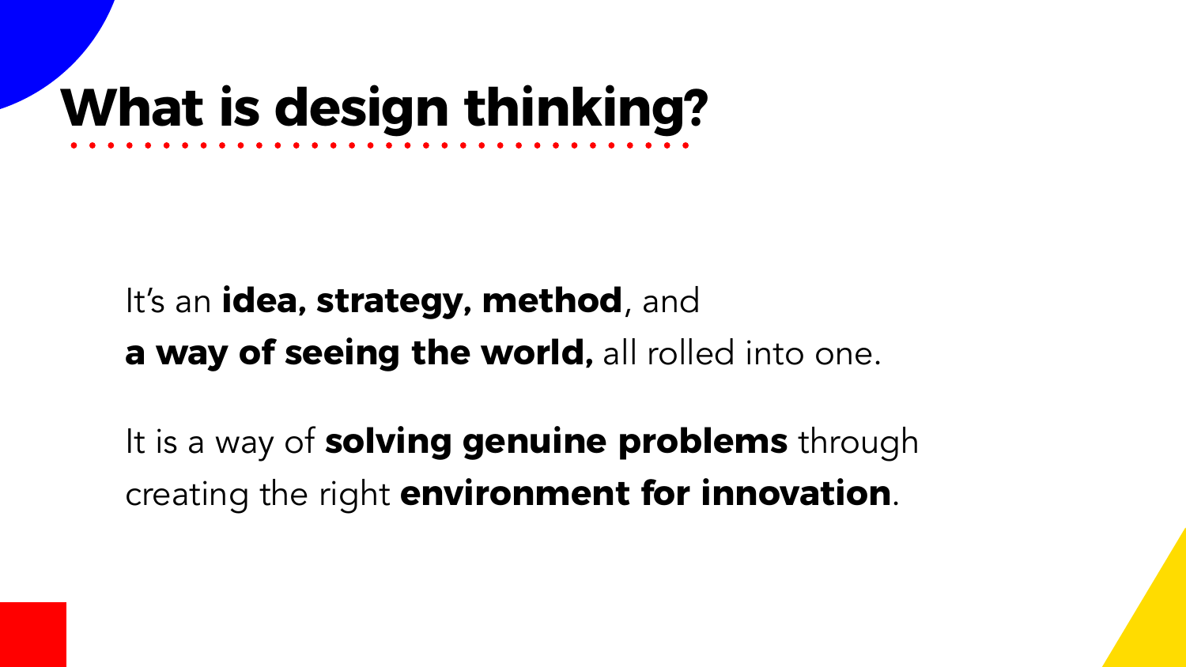# What is design thinking?

It's an **idea, strategy, method**, and
**a way of seeing the world,** all rolled into one.

It is a way of **solving genuine problems** through creating the right **environment for innovation**.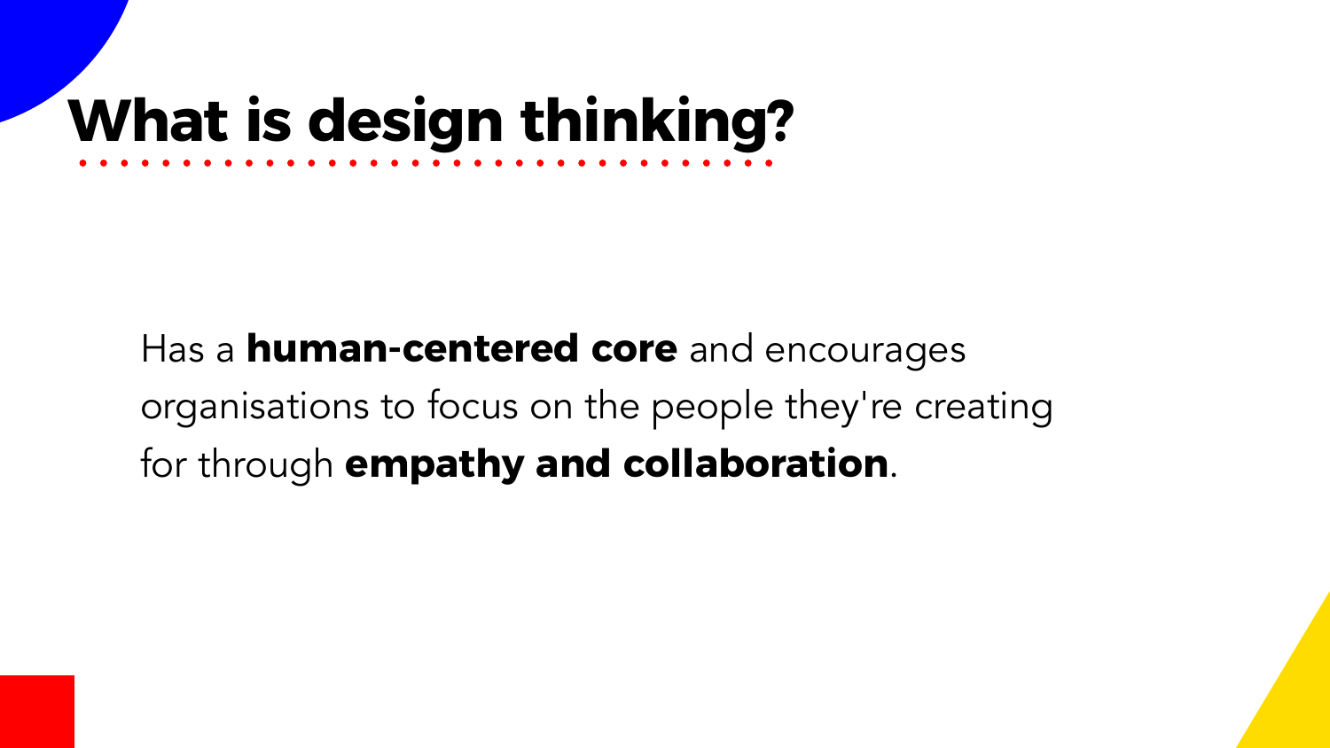# What is design thinking?

Has a **human-centered core** and encourages organisations to focus on the people they're creating for through **empathy and collaboration**.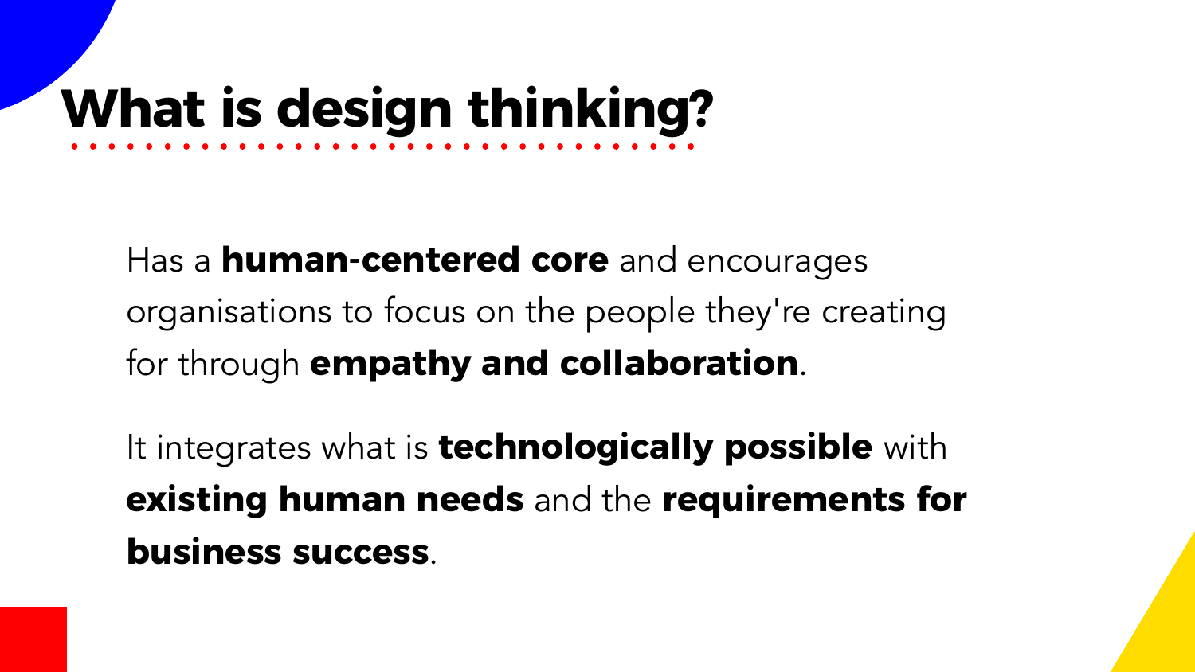# What is design thinking?

Has a **human-centered core** and encourages organisations to focus on the people they're creating for through **empathy and collaboration**.

It integrates what is **technologically possible** with **existing human needs** and the **requirements for business success**.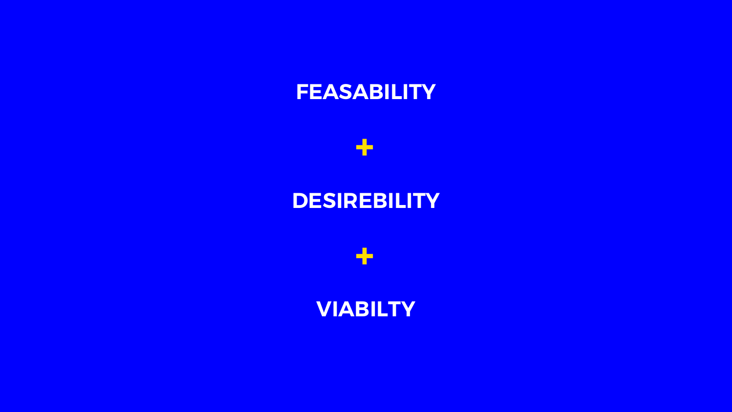**FEASABILITY**

+

**DESIREBILITY**

+

**VIABILTY**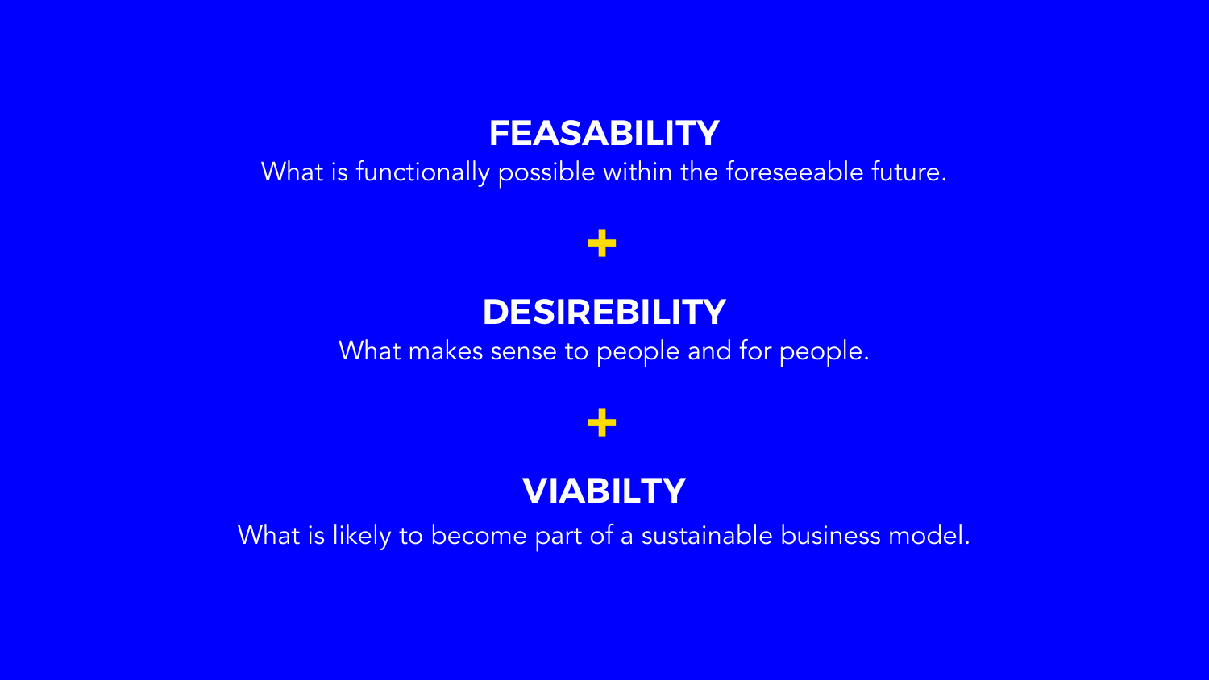## FEASABILITY

What is functionally possible within the foreseeable future.

**+**

## DESIREBILITY

What makes sense to people and for people.

**+**

## VIABILTY

What is likely to become part of a sustainable business model.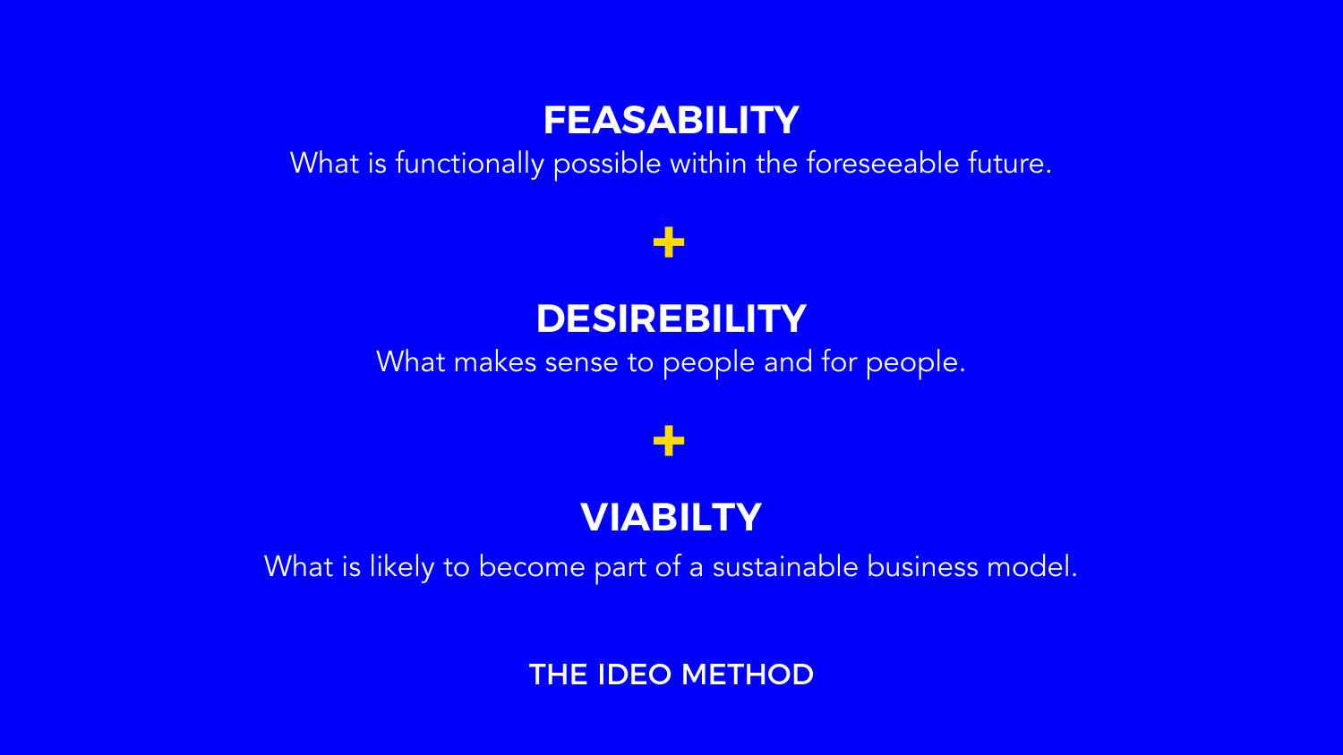## FEASABILITY

What is functionally possible within the foreseeable future.

**+**

## DESIREBILITY

What makes sense to people and for people.

**+**

## VIABILTY

What is likely to become part of a sustainable business model.

THE IDEO METHOD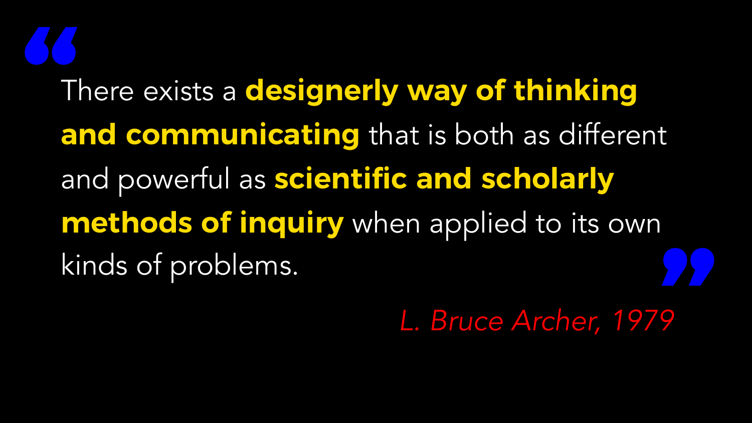> There exists a **designerly way of thinking and communicating** that is both as different and powerful as **scientific and scholarly methods of inquiry** when applied to its own kinds of problems.

*L. Bruce Archer, 1979*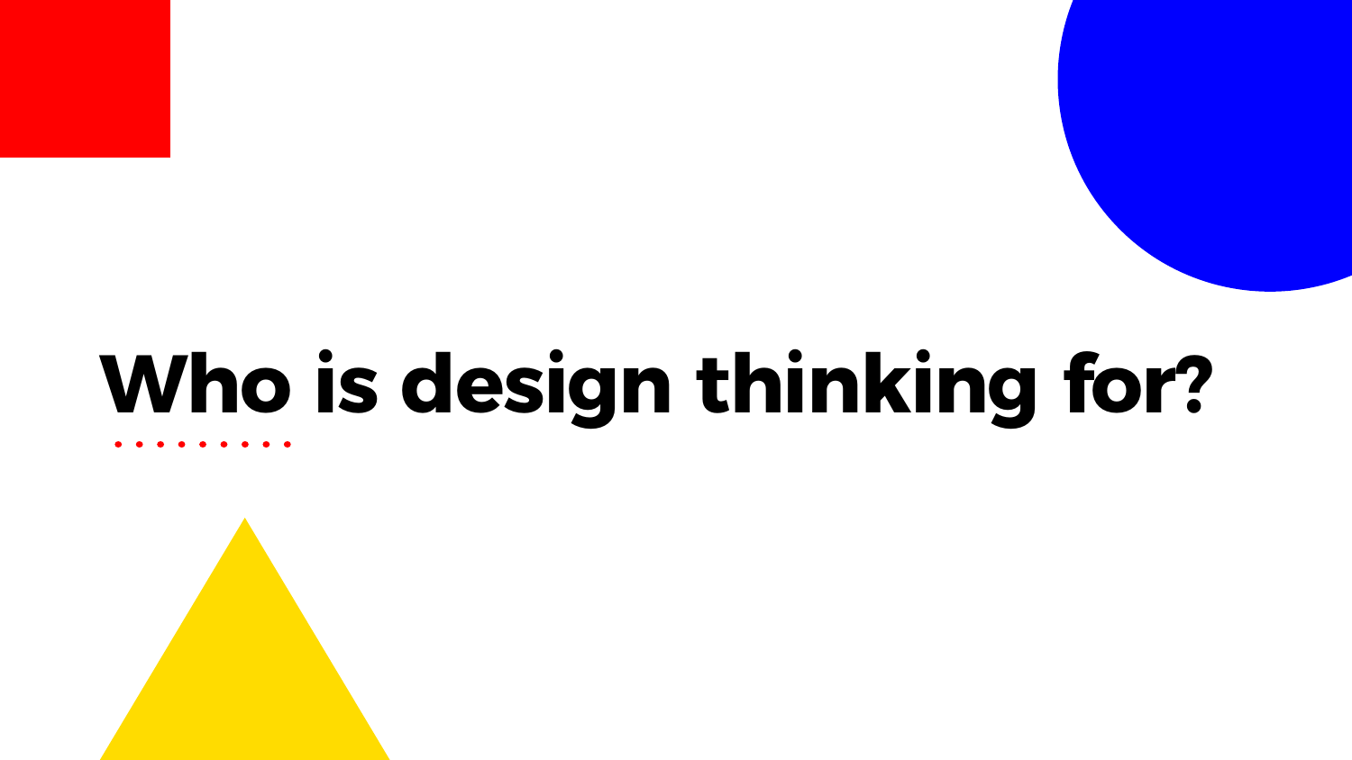# Who is design thinking for?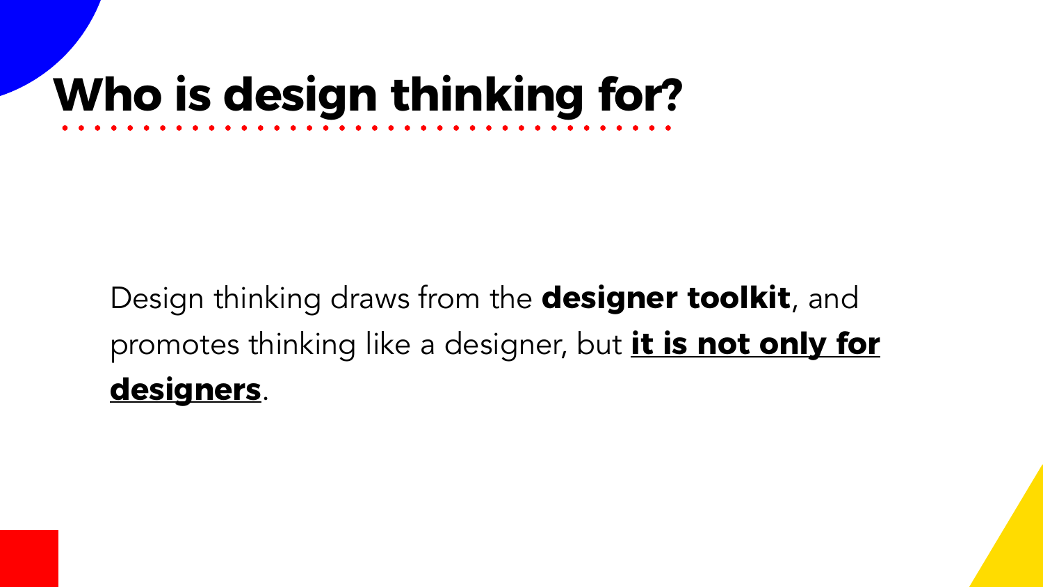# Who is design thinking for?

Design thinking draws from the **designer toolkit**, and promotes thinking like a designer, but ***it is not only for designers***.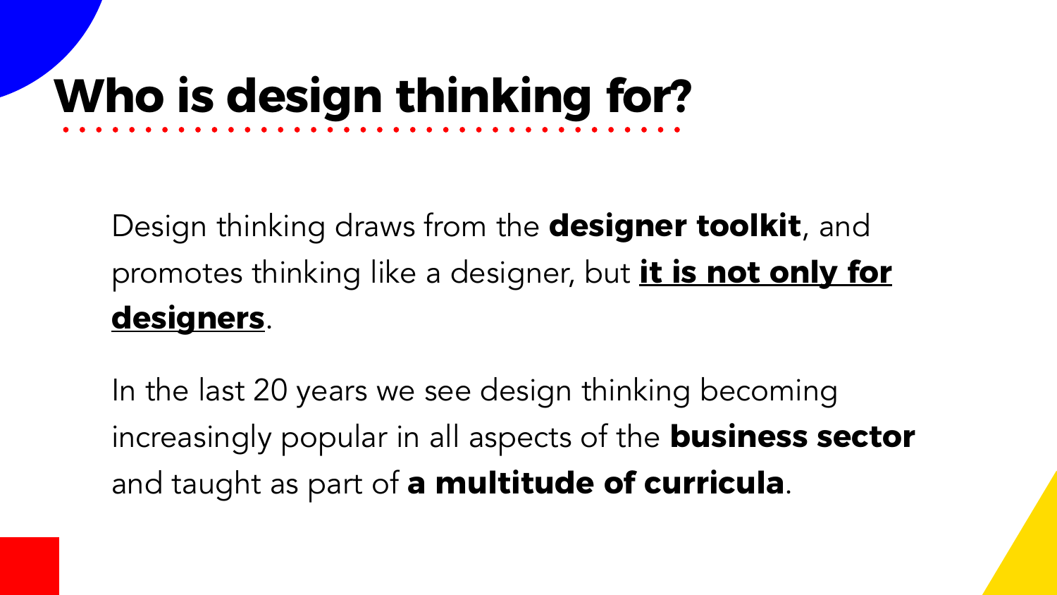# Who is design thinking for?

Design thinking draws from the **designer toolkit**, and promotes thinking like a designer, but **<u>it is not only for designers</u>**.

In the last 20 years we see design thinking becoming increasingly popular in all aspects of the **business sector** and taught as part of **a multitude of curricula**.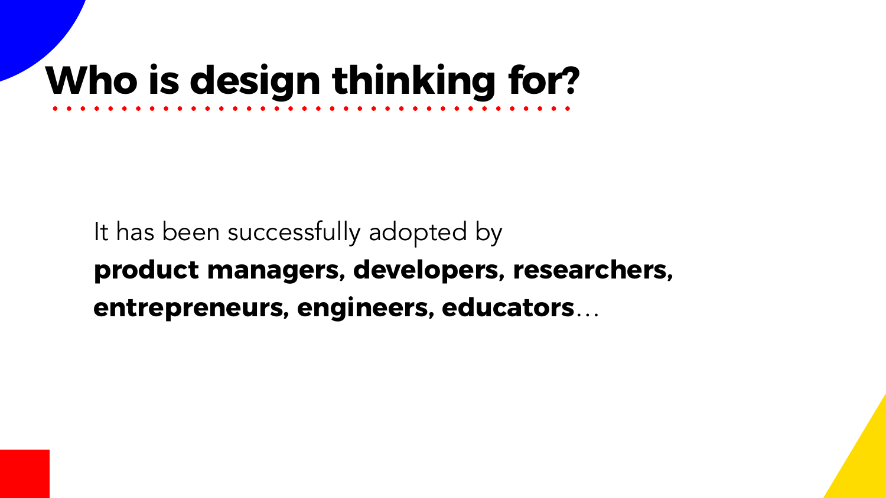# Who is design thinking for?

It has been successfully adopted by
**product managers, developers, researchers, entrepreneurs, engineers, educators**…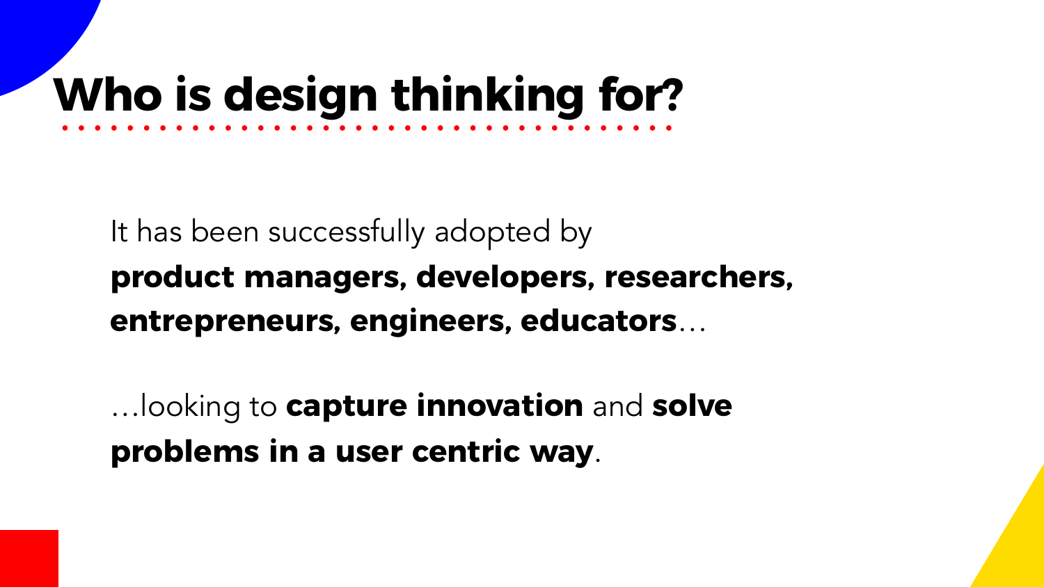# Who is design thinking for?

It has been successfully adopted by **product managers, developers, researchers, entrepreneurs, engineers, educators**…

…looking to **capture innovation** and **solve problems in a user centric way**.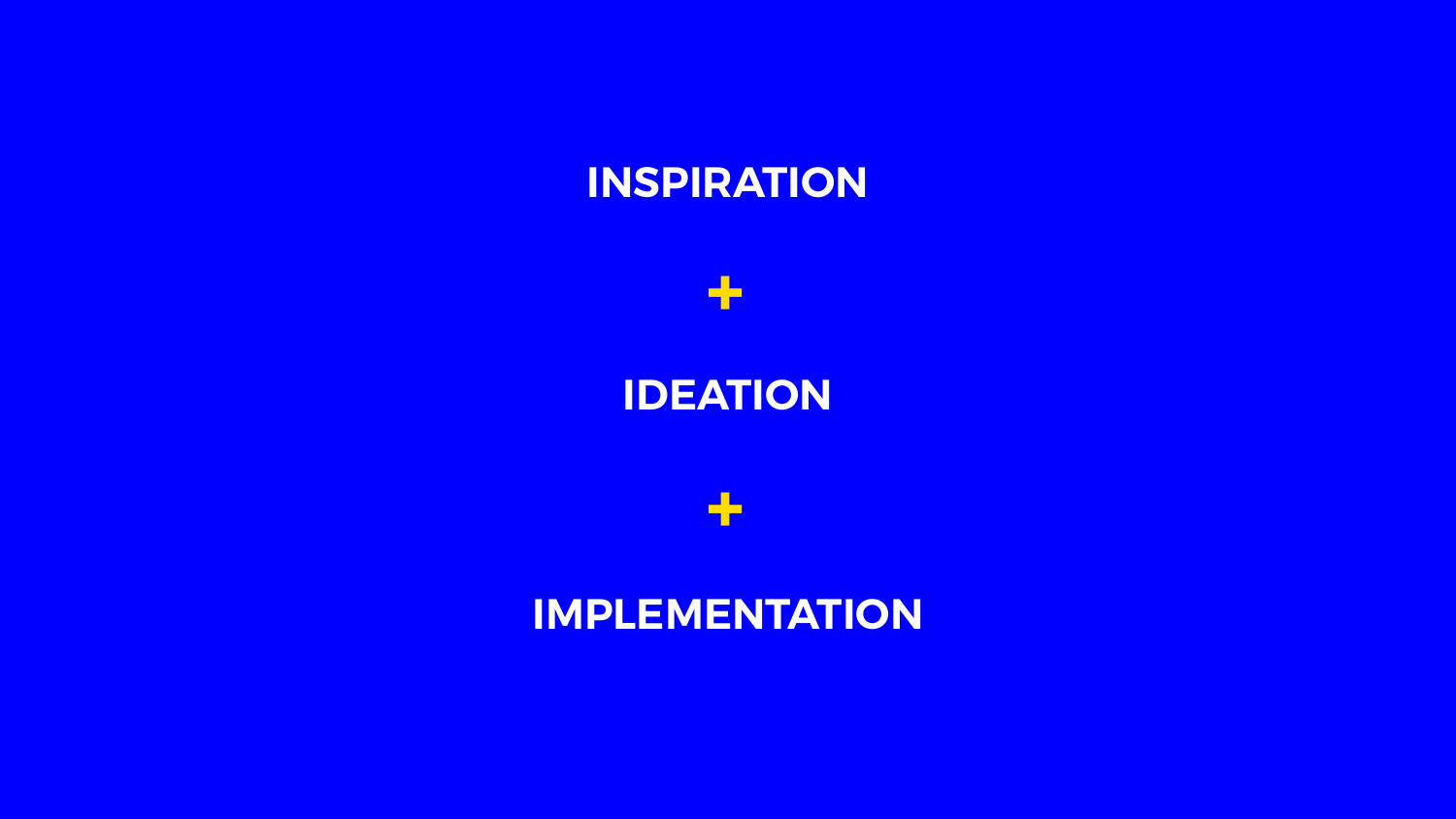**INSPIRATION**

+

**IDEATION**

+

**IMPLEMENTATION**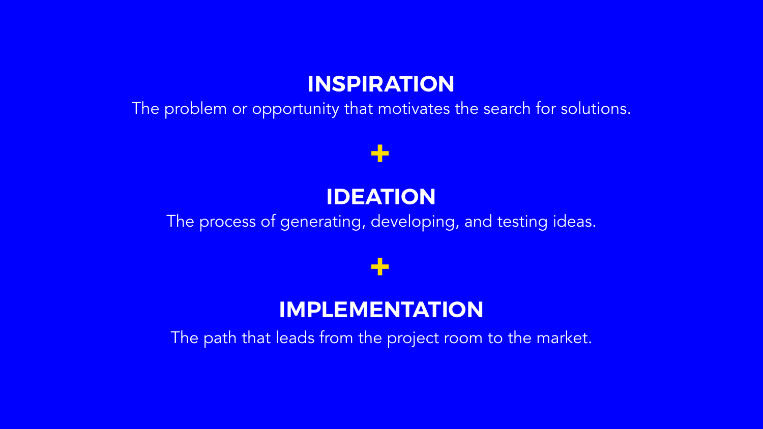## INSPIRATION

The problem or opportunity that motivates the search for solutions.

+

## IDEATION

The process of generating, developing, and testing ideas.

+

## IMPLEMENTATION

The path that leads from the project room to the market.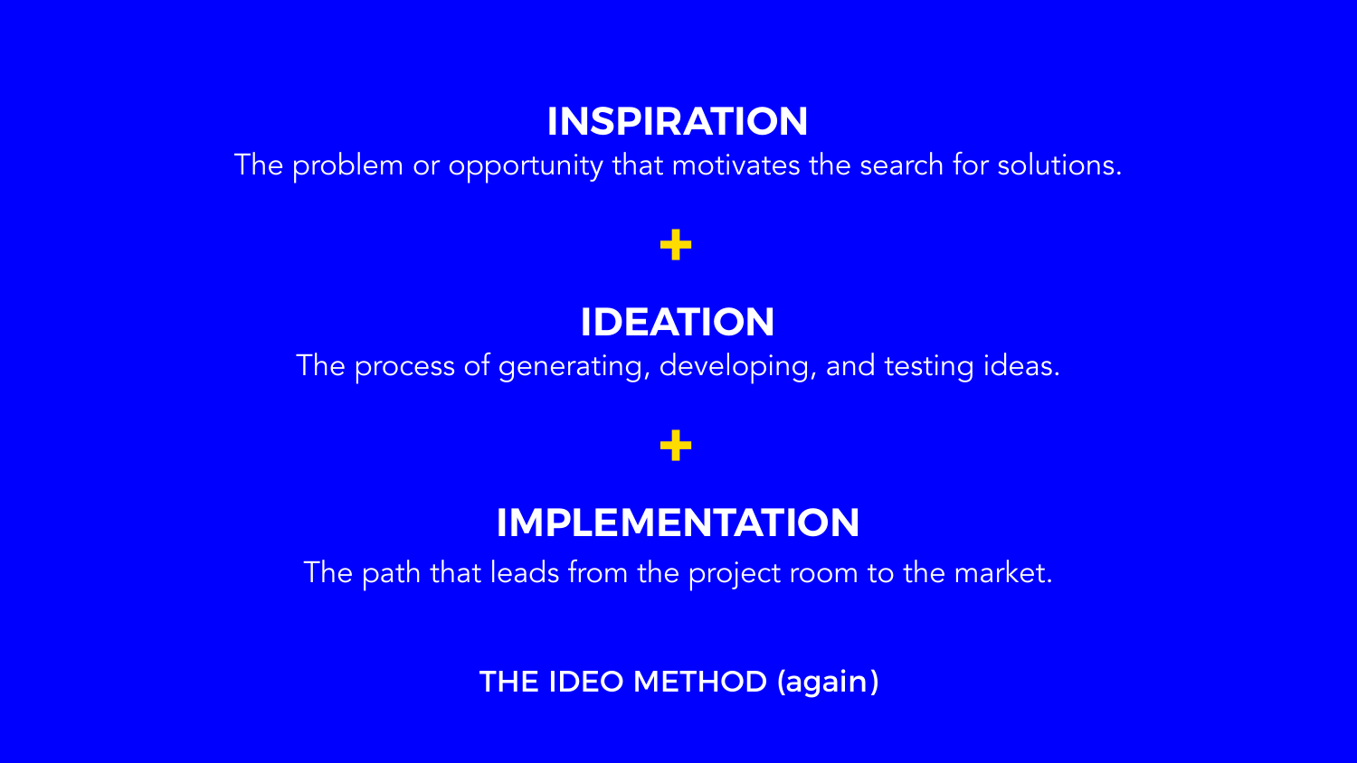## INSPIRATION

The problem or opportunity that motivates the search for solutions.

+

## IDEATION

The process of generating, developing, and testing ideas.

+

## IMPLEMENTATION

The path that leads from the project room to the market.

**THE IDEO METHOD (again)**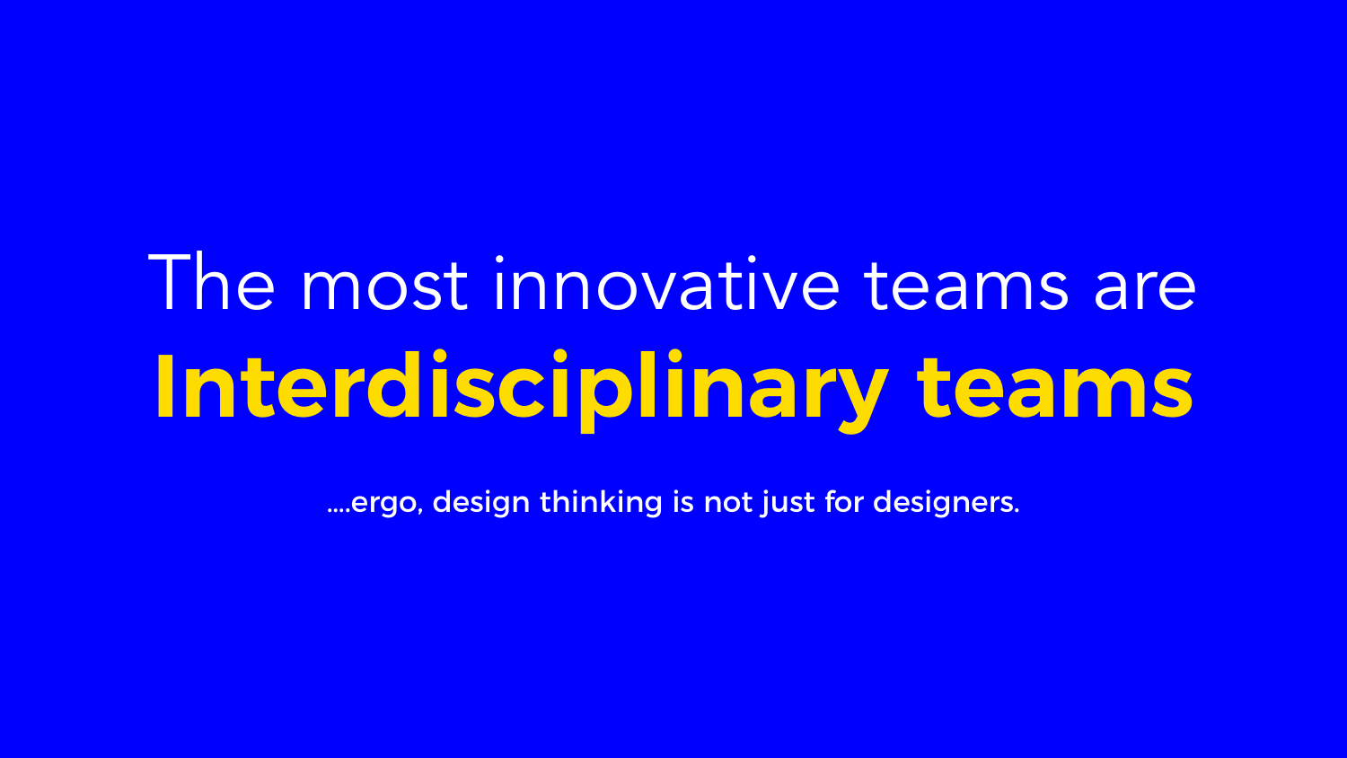# The most innovative teams are **Interdisciplinary teams**

....ergo, design thinking is not just for designers.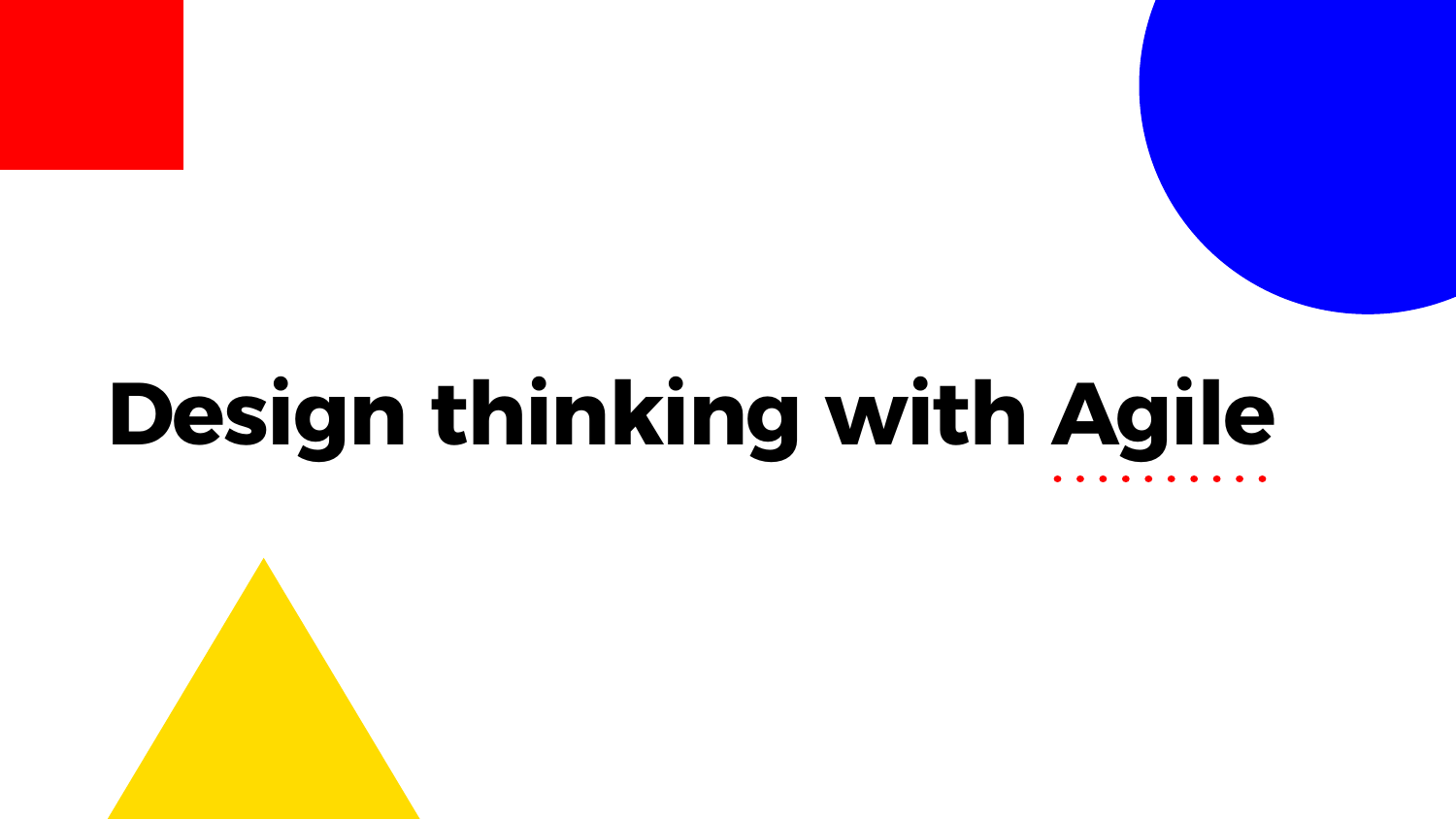# Design thinking with Agile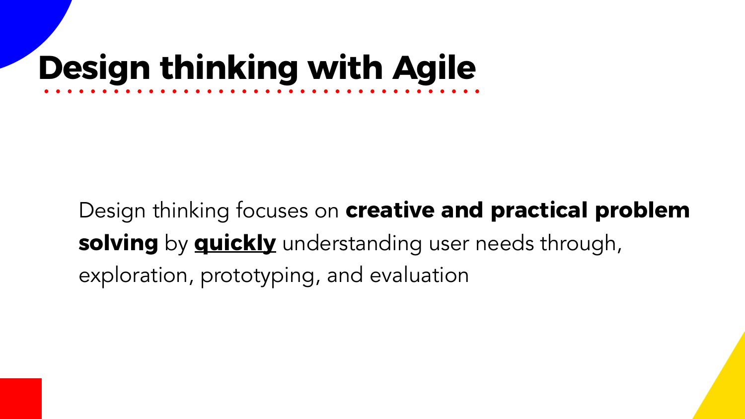# Design thinking with Agile

Design thinking focuses on **creative and practical problem solving** by **<u>quickly</u>** understanding user needs through, exploration, prototyping, and evaluation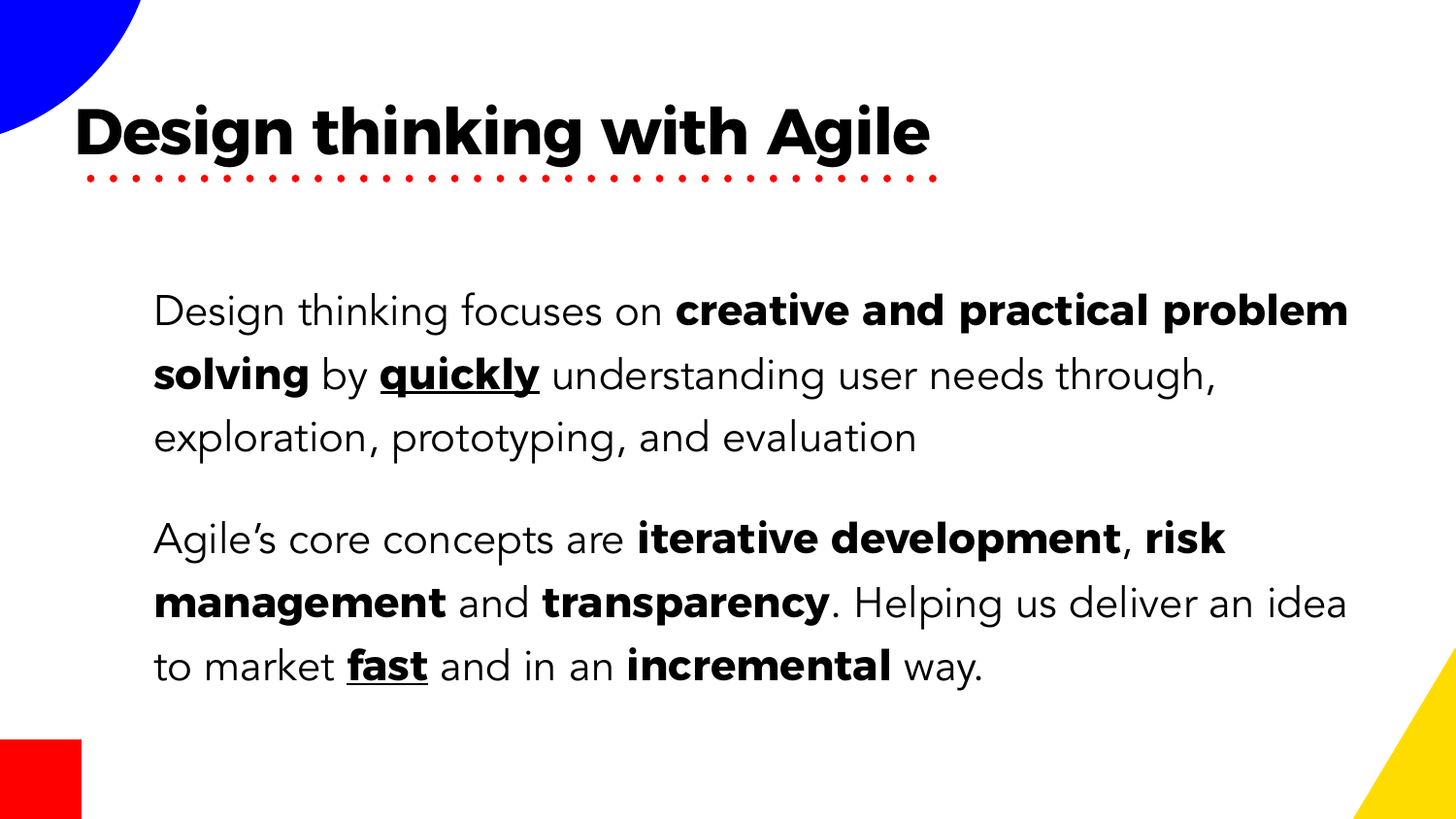# Design thinking with Agile

Design thinking focuses on **creative and practical problem solving** by <u>**quickly**</u> understanding user needs through, exploration, prototyping, and evaluation

Agile's core concepts are **iterative development**, **risk management** and **transparency**. Helping us deliver an idea to market <u>**fast**</u> and in an **incremental** way.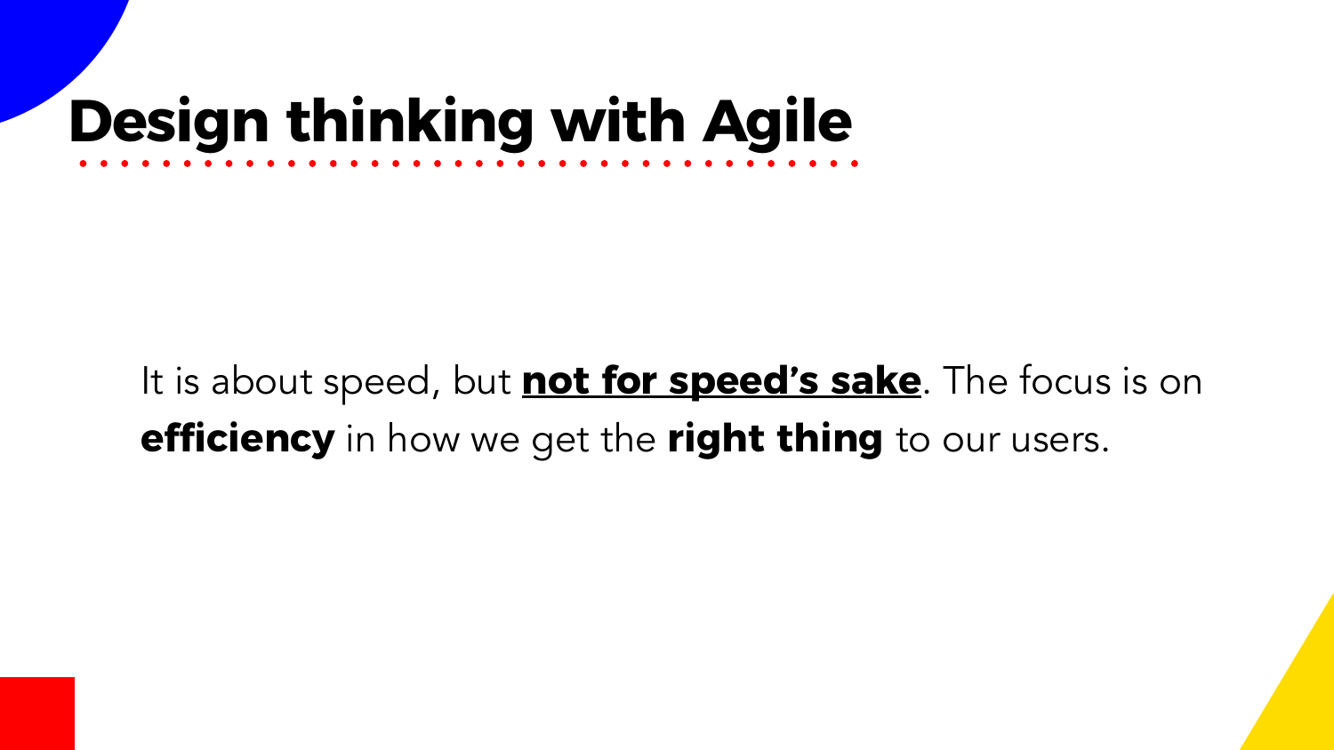# Design thinking with Agile

It is about speed, but **<u>not for speed's sake</u>**. The focus is on **efficiency** in how we get the **right thing** to our users.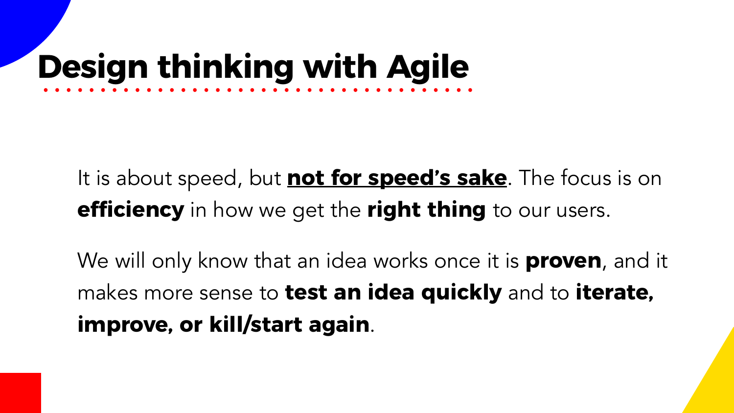# Design thinking with Agile

It is about speed, but **<u>not for speed's sake</u>**. The focus is on **efficiency** in how we get the **right thing** to our users.

We will only know that an idea works once it is **proven**, and it makes more sense to **test an idea quickly** and to **iterate, improve, or kill/start again**.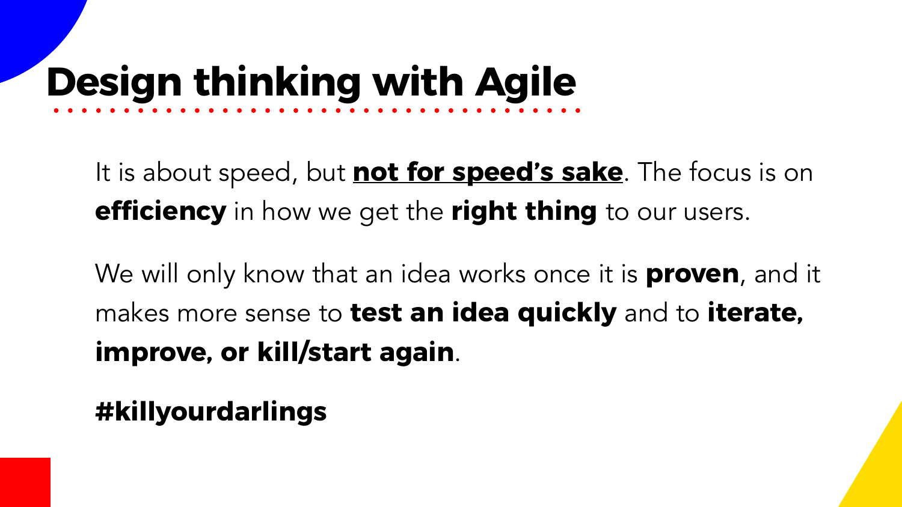# Design thinking with Agile

It is about speed, but <u>**not for speed's sake**</u>. The focus is on **efficiency** in how we get the **right thing** to our users.

We will only know that an idea works once it is **proven**, and it makes more sense to **test an idea quickly** and to **iterate, improve, or kill/start again**.

**#killyourdarlings**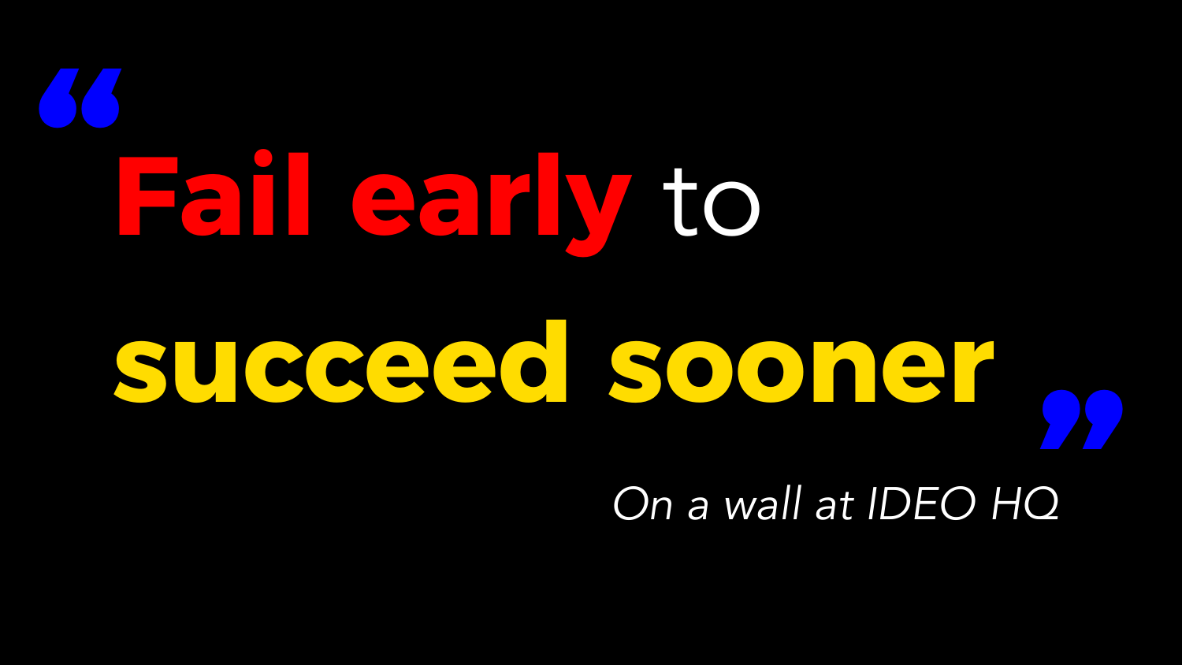> “**Fail early** to **succeed sooner**”
>
> *On a wall at IDEO HQ*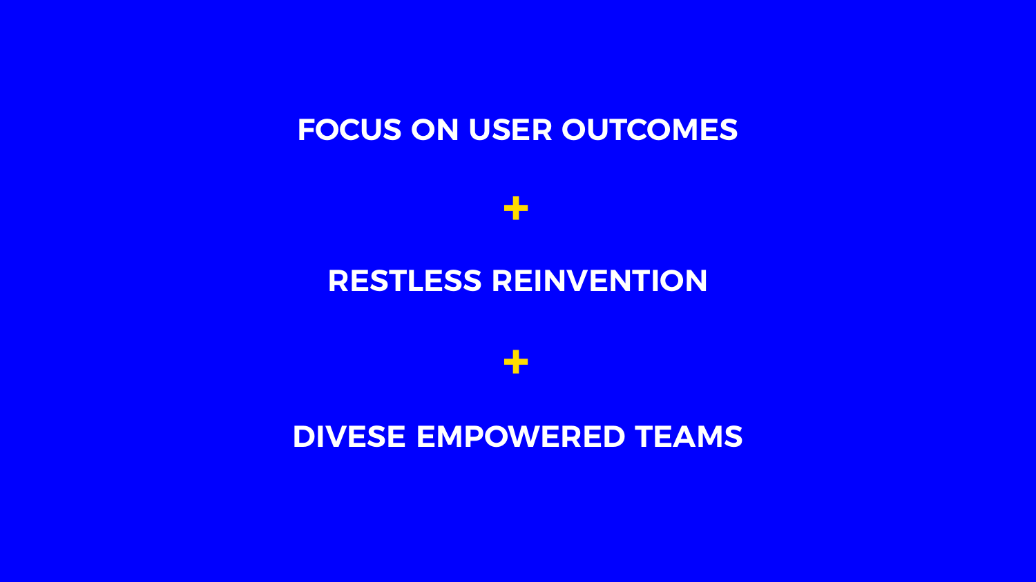**FOCUS ON USER OUTCOMES**

**+**

**RESTLESS REINVENTION**

**+**

**DIVESE EMPOWERED TEAMS**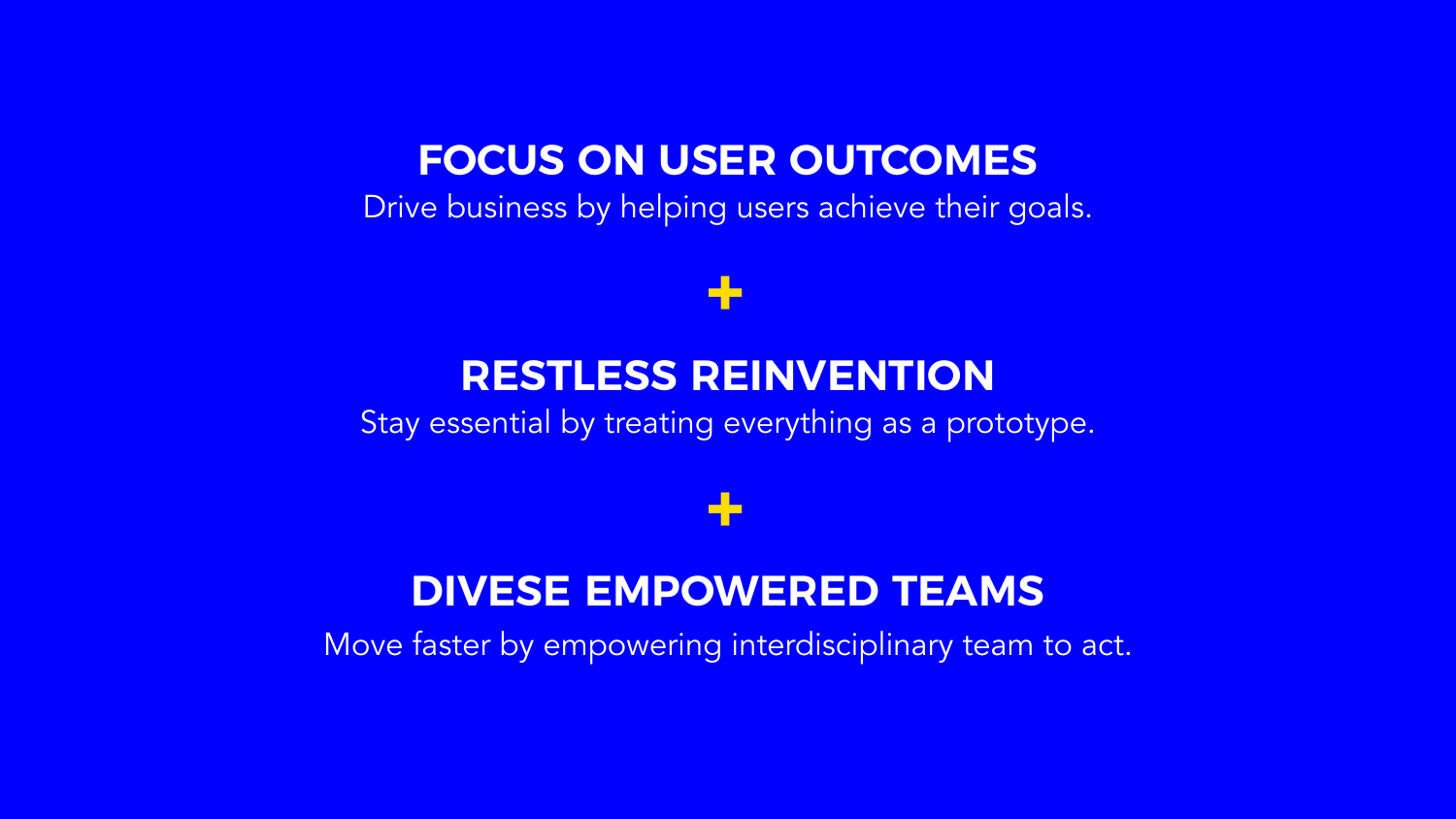## FOCUS ON USER OUTCOMES

Drive business by helping users achieve their goals.

+

## RESTLESS REINVENTION

Stay essential by treating everything as a prototype.

+

## DIVESE EMPOWERED TEAMS

Move faster by empowering interdisciplinary team to act.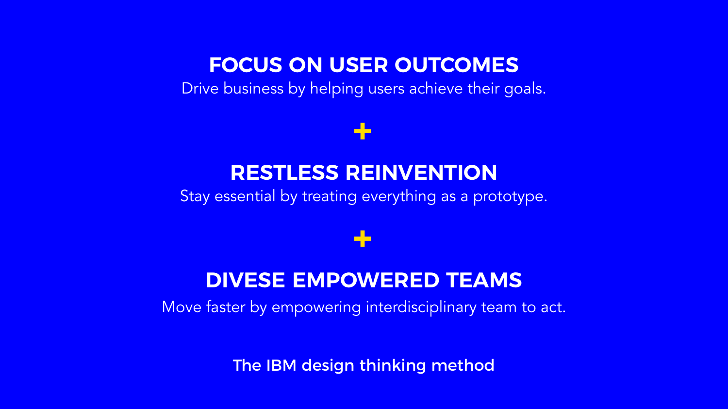## FOCUS ON USER OUTCOMES

Drive business by helping users achieve their goals.

+

## RESTLESS REINVENTION

Stay essential by treating everything as a prototype.

+

## DIVESE EMPOWERED TEAMS

Move faster by empowering interdisciplinary team to act.

The IBM design thinking method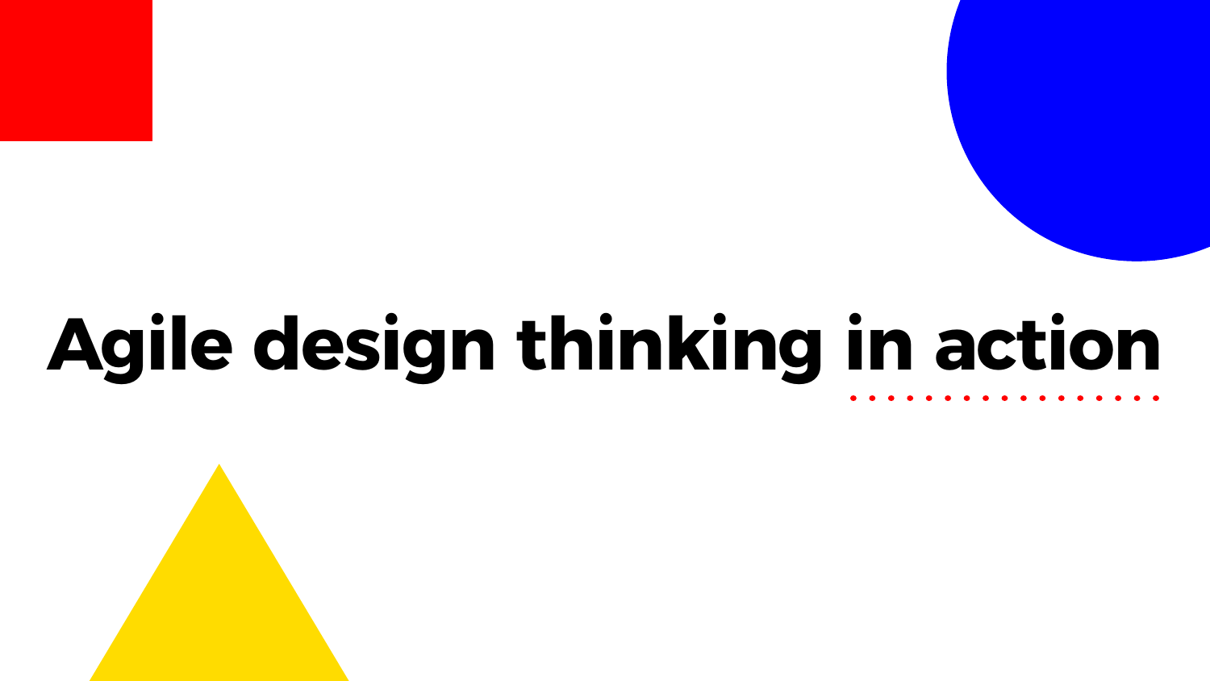# Agile design thinking in action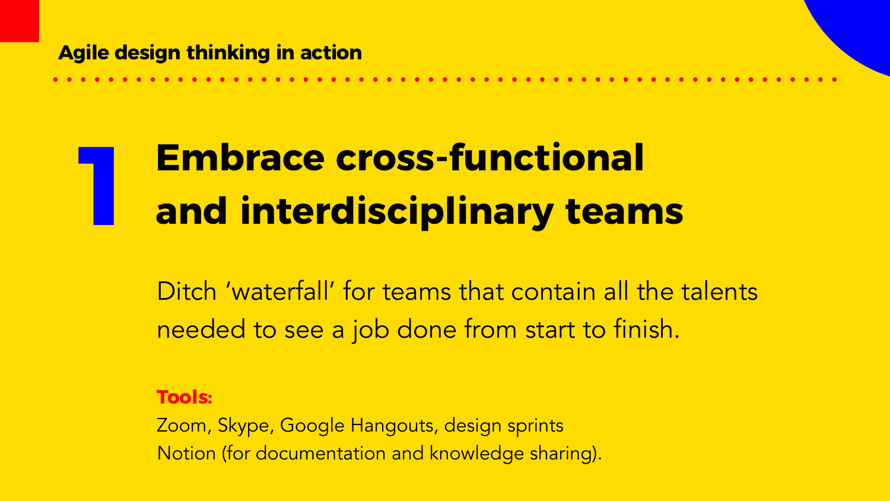**Agile design thinking in action**

# 1 Embrace cross-functional and interdisciplinary teams

Ditch ‘waterfall’ for teams that contain all the talents needed to see a job done from start to finish.

**Tools:**

Zoom, Skype, Google Hangouts, design sprints
Notion (for documentation and knowledge sharing).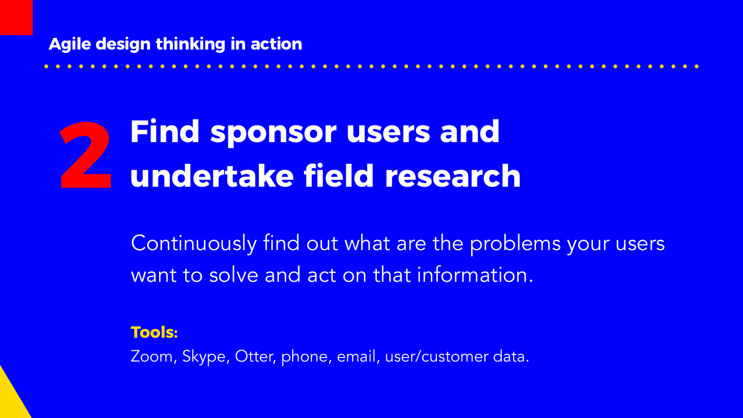Agile design thinking in action

# 2 Find sponsor users and undertake field research

Continuously find out what are the problems your users want to solve and act on that information.

**Tools:**
Zoom, Skype, Otter, phone, email, user/customer data.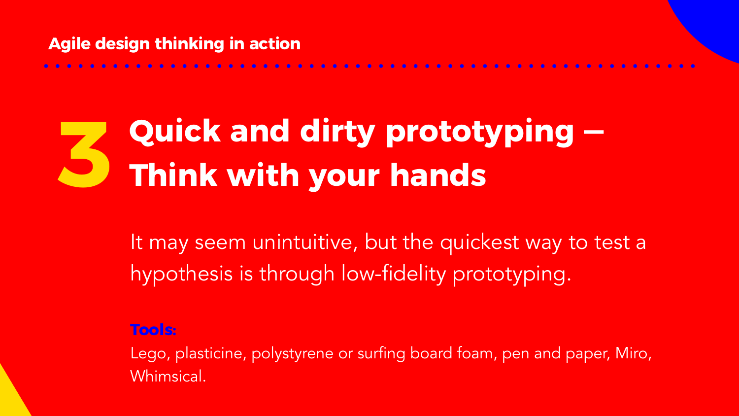Agile design thinking in action

# 3 Quick and dirty prototyping – Think with your hands

It may seem unintuitive, but the quickest way to test a hypothesis is through low-fidelity prototyping.

**Tools:**

Lego, plasticine, polystyrene or surfing board foam, pen and paper, Miro, Whimsical.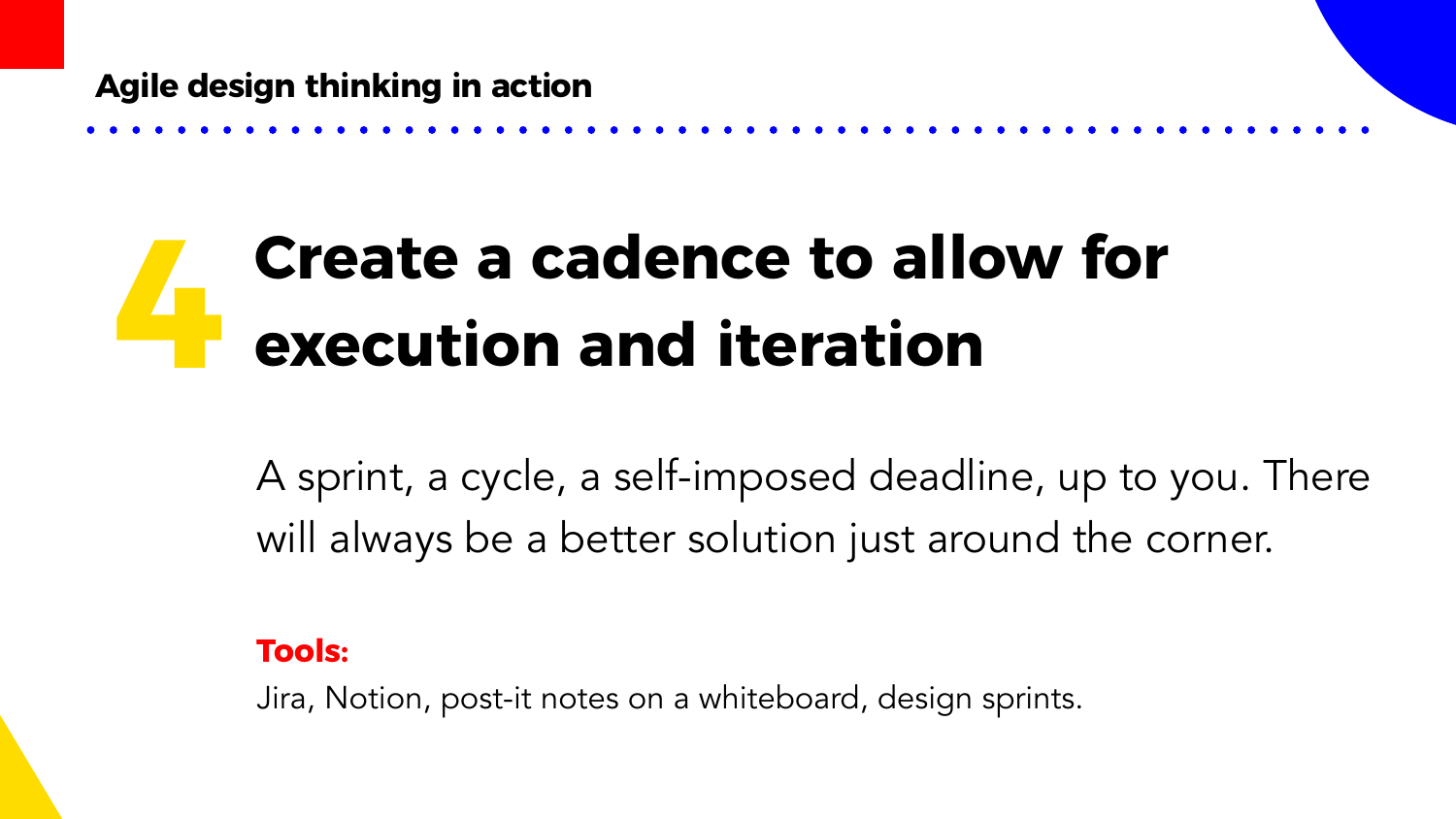**Agile design thinking in action**

# 4 Create a cadence to allow for execution and iteration

A sprint, a cycle, a self-imposed deadline, up to you. There will always be a better solution just around the corner.

**Tools:**

Jira, Notion, post-it notes on a whiteboard, design sprints.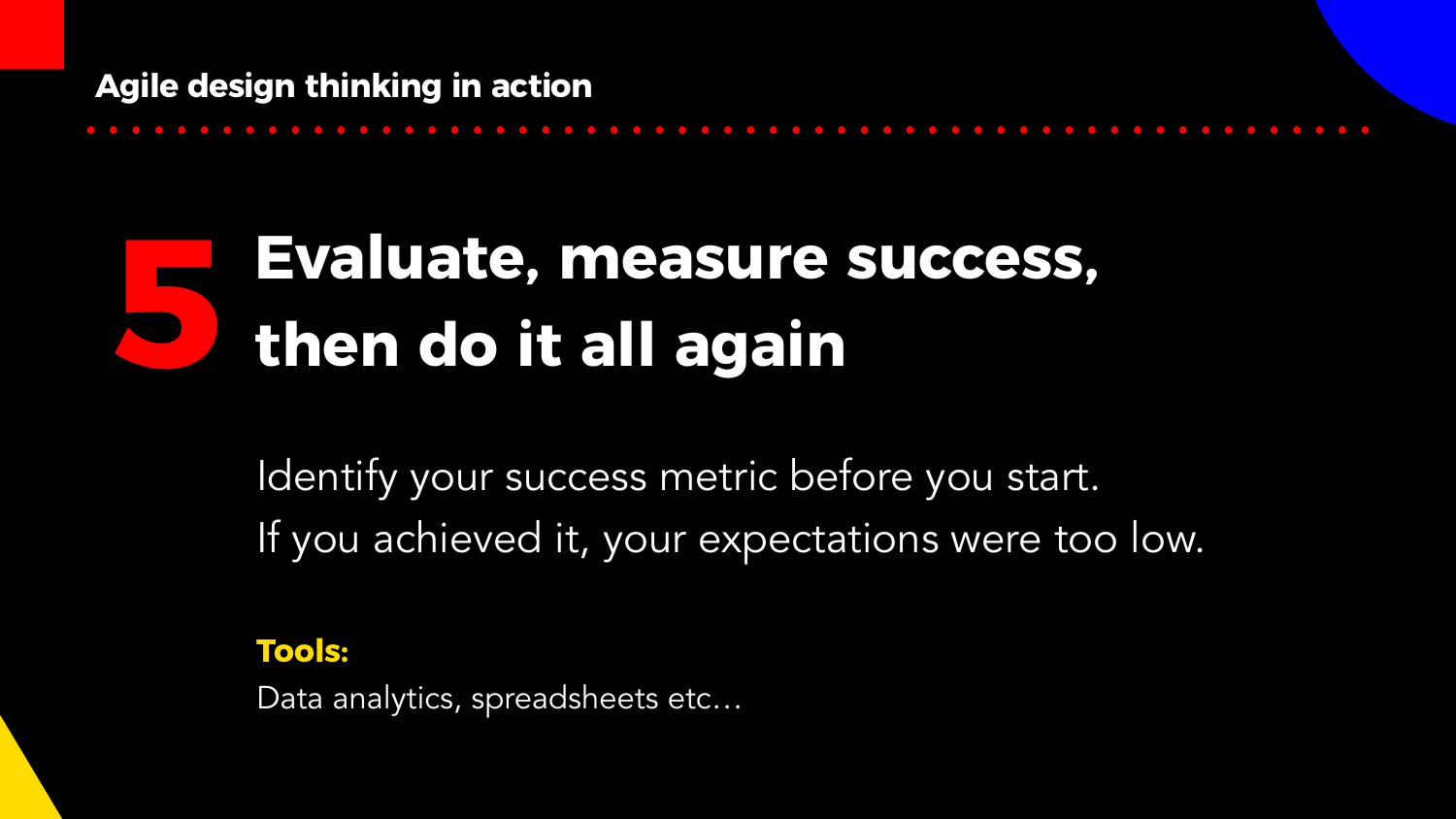Agile design thinking in action

# 5 Evaluate, measure success, then do it all again

Identify your success metric before you start.
If you achieved it, your expectations were too low.

**Tools:**

Data analytics, spreadsheets etc…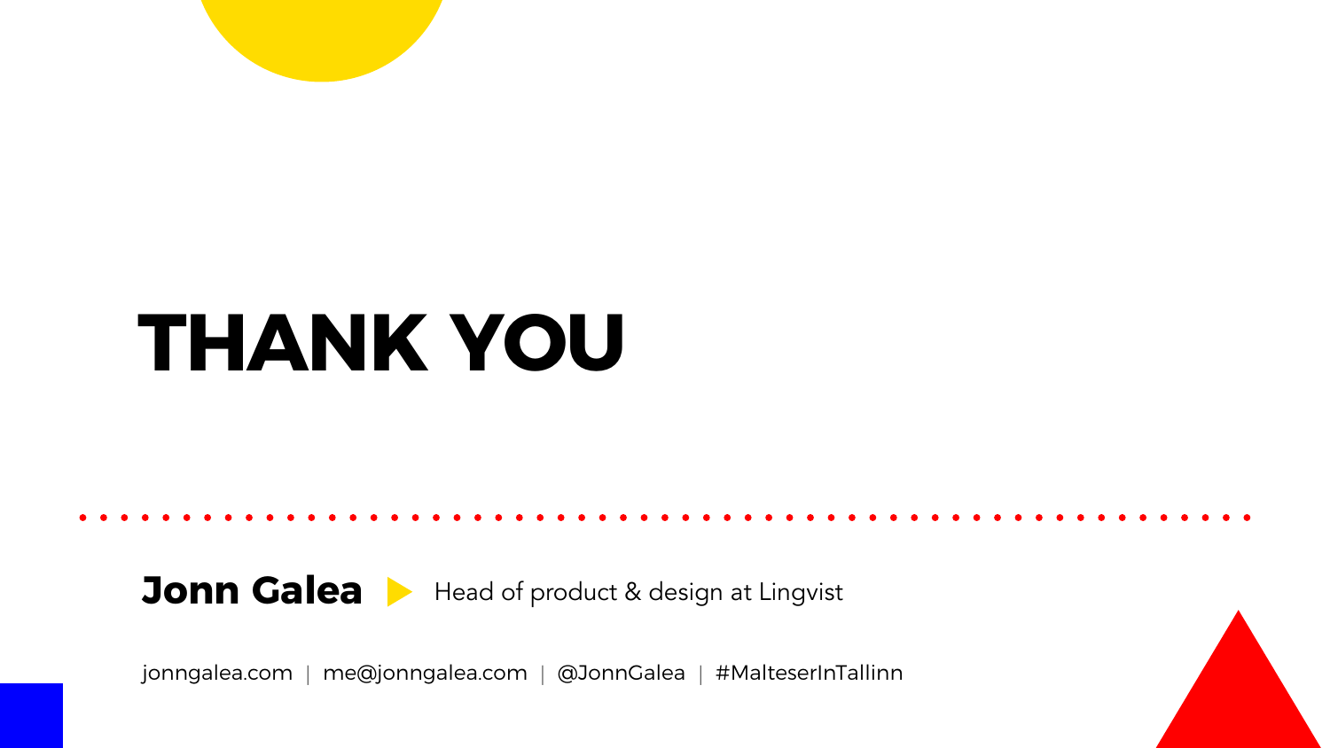# THANK YOU

**Jonn Galea** ▶ Head of product & design at Lingvist

jonngalea.com | me@jonngalea.com | @JonnGalea | #MalteserInTallinn